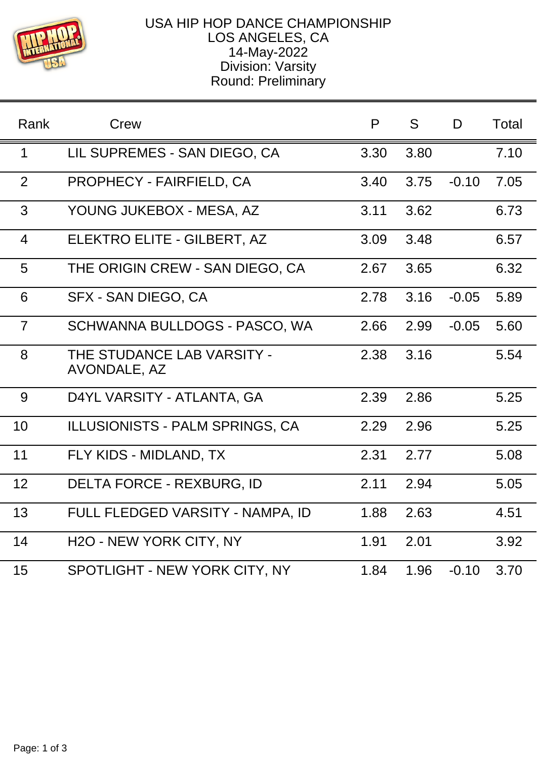USA HIP HOP DANCE CHAMPIONSHIP
LOS ANGELES, CA
14-May-2022
Division: Varsity
Round: Preliminary

| Rank | Crew | P | S | D | Total |
|---|---|---|---|---|---|
| 1 | LIL SUPREMES - SAN DIEGO, CA | 3.30 | 3.80 | | 7.10 |
| 2 | PROPHECY - FAIRFIELD, CA | 3.40 | 3.75 | -0.10 | 7.05 |
| 3 | YOUNG JUKEBOX - MESA, AZ | 3.11 | 3.62 | | 6.73 |
| 4 | ELEKTRO ELITE - GILBERT, AZ | 3.09 | 3.48 | | 6.57 |
| 5 | THE ORIGIN CREW - SAN DIEGO, CA | 2.67 | 3.65 | | 6.32 |
| 6 | SFX - SAN DIEGO, CA | 2.78 | 3.16 | -0.05 | 5.89 |
| 7 | SCHWANNA BULLDOGS - PASCO, WA | 2.66 | 2.99 | -0.05 | 5.60 |
| 8 | THE STUDANCE LAB VARSITY - AVONDALE, AZ | 2.38 | 3.16 | | 5.54 |
| 9 | D4YL VARSITY - ATLANTA, GA | 2.39 | 2.86 | | 5.25 |
| 10 | ILLUSIONISTS - PALM SPRINGS, CA | 2.29 | 2.96 | | 5.25 |
| 11 | FLY KIDS - MIDLAND, TX | 2.31 | 2.77 | | 5.08 |
| 12 | DELTA FORCE - REXBURG, ID | 2.11 | 2.94 | | 5.05 |
| 13 | FULL FLEDGED VARSITY - NAMPA, ID | 1.88 | 2.63 | | 4.51 |
| 14 | H2O - NEW YORK CITY, NY | 1.91 | 2.01 | | 3.92 |
| 15 | SPOTLIGHT - NEW YORK CITY, NY | 1.84 | 1.96 | -0.10 | 3.70 |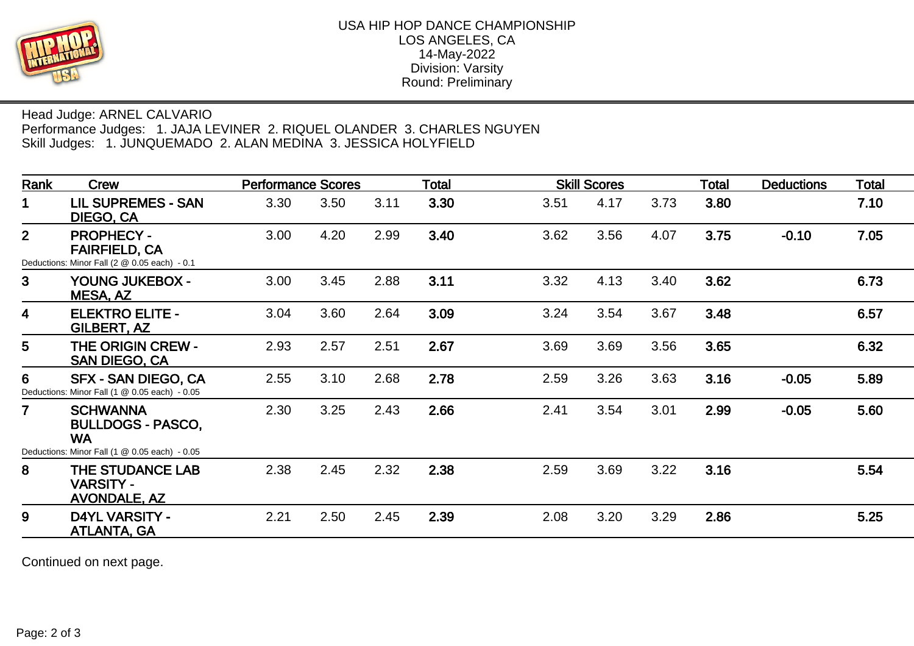USA HIP HOP DANCE CHAMPIONSHIP
LOS ANGELES, CA
14-May-2022
Division: Varsity
Round: Preliminary

Head Judge: ARNEL CALVARIO
Performance Judges: 1. JAJA LEVINER 2. RIQUEL OLANDER 3. CHARLES NGUYEN
Skill Judges: 1. JUNQUEMADO 2. ALAN MEDINA 3. JESSICA HOLYFIELD

| Rank | Crew | Performance Scores | | | Total | Skill Scores | | | Total | Deductions | Total |
|---|---|---|---|---|---|---|---|---|---|---|---|
| 1 | **LIL SUPREMES - SAN DIEGO, CA** | 3.30 | 3.50 | 3.11 | **3.30** | 3.51 | 4.17 | 3.73 | **3.80** | | **7.10** |
| 2 | **PROPHECY - FAIRFIELD, CA**<br>Deductions: Minor Fall (2 @ 0.05 each) - 0.1 | 3.00 | 4.20 | 2.99 | **3.40** | 3.62 | 3.56 | 4.07 | **3.75** | **-0.10** | **7.05** |
| 3 | **YOUNG JUKEBOX - MESA, AZ** | 3.00 | 3.45 | 2.88 | **3.11** | 3.32 | 4.13 | 3.40 | **3.62** | | **6.73** |
| 4 | **ELEKTRO ELITE - GILBERT, AZ** | 3.04 | 3.60 | 2.64 | **3.09** | 3.24 | 3.54 | 3.67 | **3.48** | | **6.57** |
| 5 | **THE ORIGIN CREW - SAN DIEGO, CA** | 2.93 | 2.57 | 2.51 | **2.67** | 3.69 | 3.69 | 3.56 | **3.65** | | **6.32** |
| 6 | **SFX - SAN DIEGO, CA**<br>Deductions: Minor Fall (1 @ 0.05 each) - 0.05 | 2.55 | 3.10 | 2.68 | **2.78** | 2.59 | 3.26 | 3.63 | **3.16** | **-0.05** | **5.89** |
| 7 | **SCHWANNA BULLDOGS - PASCO, WA**<br>Deductions: Minor Fall (1 @ 0.05 each) - 0.05 | 2.30 | 3.25 | 2.43 | **2.66** | 2.41 | 3.54 | 3.01 | **2.99** | **-0.05** | **5.60** |
| 8 | **THE STUDANCE LAB VARSITY - AVONDALE, AZ** | 2.38 | 2.45 | 2.32 | **2.38** | 2.59 | 3.69 | 3.22 | **3.16** | | **5.54** |
| 9 | **D4YL VARSITY - ATLANTA, GA** | 2.21 | 2.50 | 2.45 | **2.39** | 2.08 | 3.20 | 3.29 | **2.86** | | **5.25** |

Continued on next page.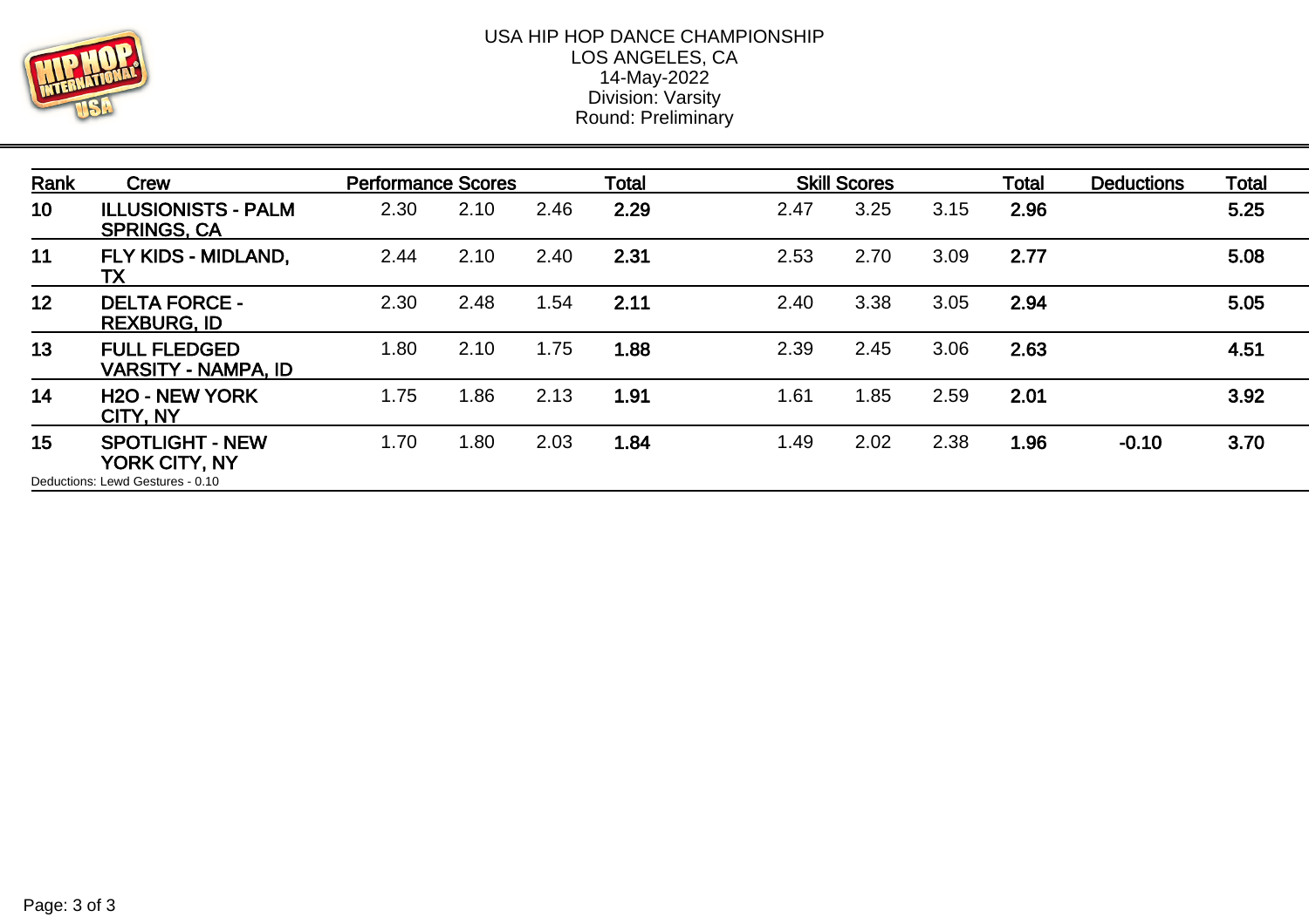USA HIP HOP DANCE CHAMPIONSHIP
LOS ANGELES, CA
14-May-2022
Division: Varsity
Round: Preliminary

| Rank | Crew | Performance Scores | | | Total | Skill Scores | | | Total | Deductions | Total |
|---|---|---|---|---|---|---|---|---|---|---|---|
| **10** | **ILLUSIONISTS - PALM SPRINGS, CA** | 2.30 | 2.10 | 2.46 | **2.29** | 2.47 | 3.25 | 3.15 | **2.96** | | **5.25** |
| **11** | **FLY KIDS - MIDLAND, TX** | 2.44 | 2.10 | 2.40 | **2.31** | 2.53 | 2.70 | 3.09 | **2.77** | | **5.08** |
| **12** | **DELTA FORCE - REXBURG, ID** | 2.30 | 2.48 | 1.54 | **2.11** | 2.40 | 3.38 | 3.05 | **2.94** | | **5.05** |
| **13** | **FULL FLEDGED VARSITY - NAMPA, ID** | 1.80 | 2.10 | 1.75 | **1.88** | 2.39 | 2.45 | 3.06 | **2.63** | | **4.51** |
| **14** | **H2O - NEW YORK CITY, NY** | 1.75 | 1.86 | 2.13 | **1.91** | 1.61 | 1.85 | 2.59 | **2.01** | | **3.92** |
| **15** | **SPOTLIGHT - NEW YORK CITY, NY** | 1.70 | 1.80 | 2.03 | **1.84** | 1.49 | 2.02 | 2.38 | **1.96** | **-0.10** | **3.70** |

Deductions: Lewd Gestures - 0.10